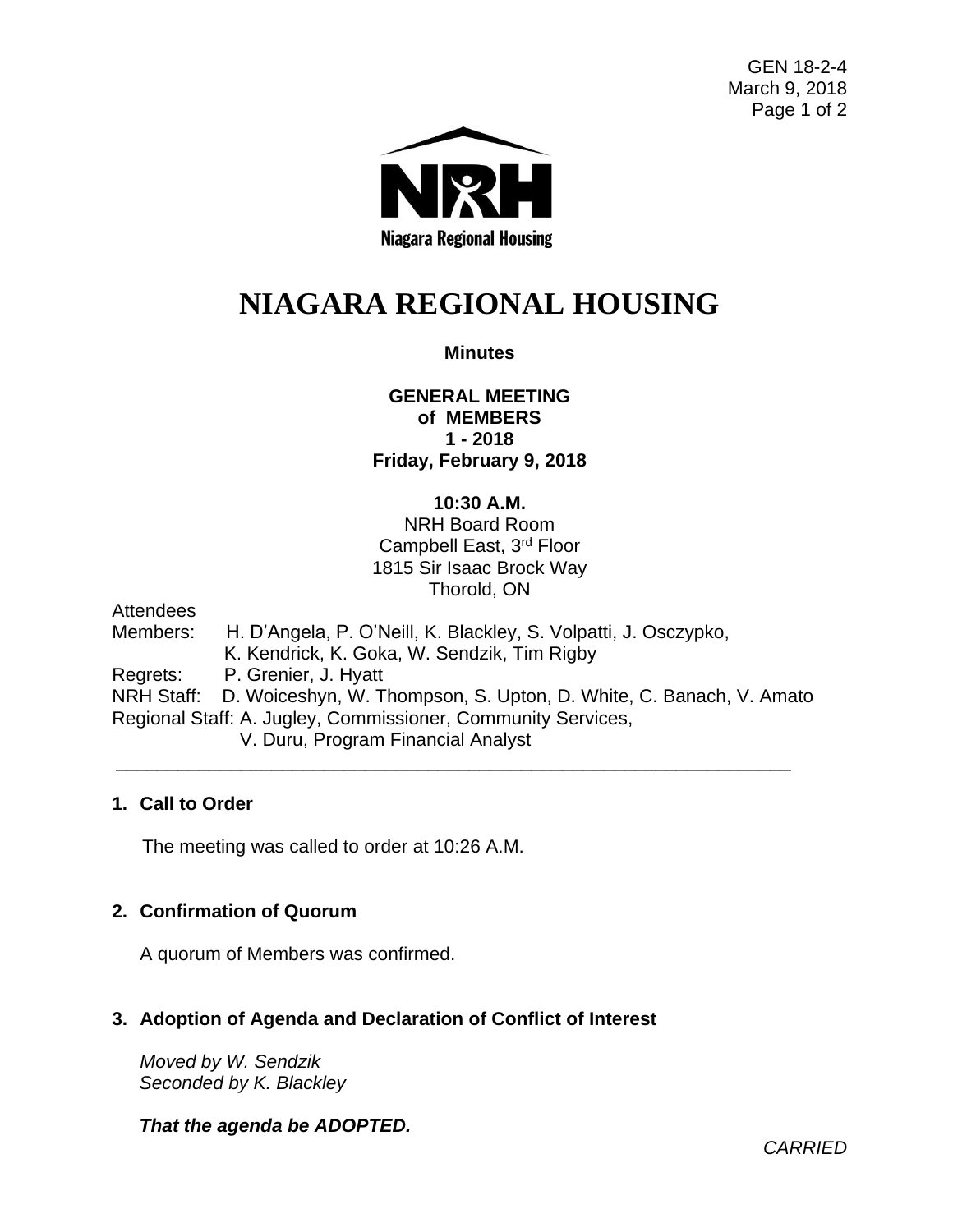GEN 18-2-4
March 9, 2018

Niagara Regional Housing

# NIAGARA REGIONAL HOUSING

**Minutes**

**GENERAL MEETING**
**of MEMBERS**
**1 - 2018**
**Friday, February 9, 2018**

**10:30 A.M.**
NRH Board Room
Campbell East, 3rd Floor
1815 Sir Isaac Brock Way
Thorold, ON

Attendees
Members: H. D'Angela, P. O'Neill, K. Blackley, S. Volpatti, J. Osczypko, K. Kendrick, K. Goka, W. Sendzik, Tim Rigby
Regrets: P. Grenier, J. Hyatt
NRH Staff: D. Woiceshyn, W. Thompson, S. Upton, D. White, C. Banach, V. Amato
Regional Staff: A. Jugley, Commissioner, Community Services,
V. Duru, Program Financial Analyst

---

## 1. Call to Order

The meeting was called to order at 10:26 A.M.

## 2. Confirmation of Quorum

A quorum of Members was confirmed.

## 3. Adoption of Agenda and Declaration of Conflict of Interest

*Moved by W. Sendzik*
*Seconded by K. Blackley*

***That the agenda be ADOPTED.***

*CARRIED*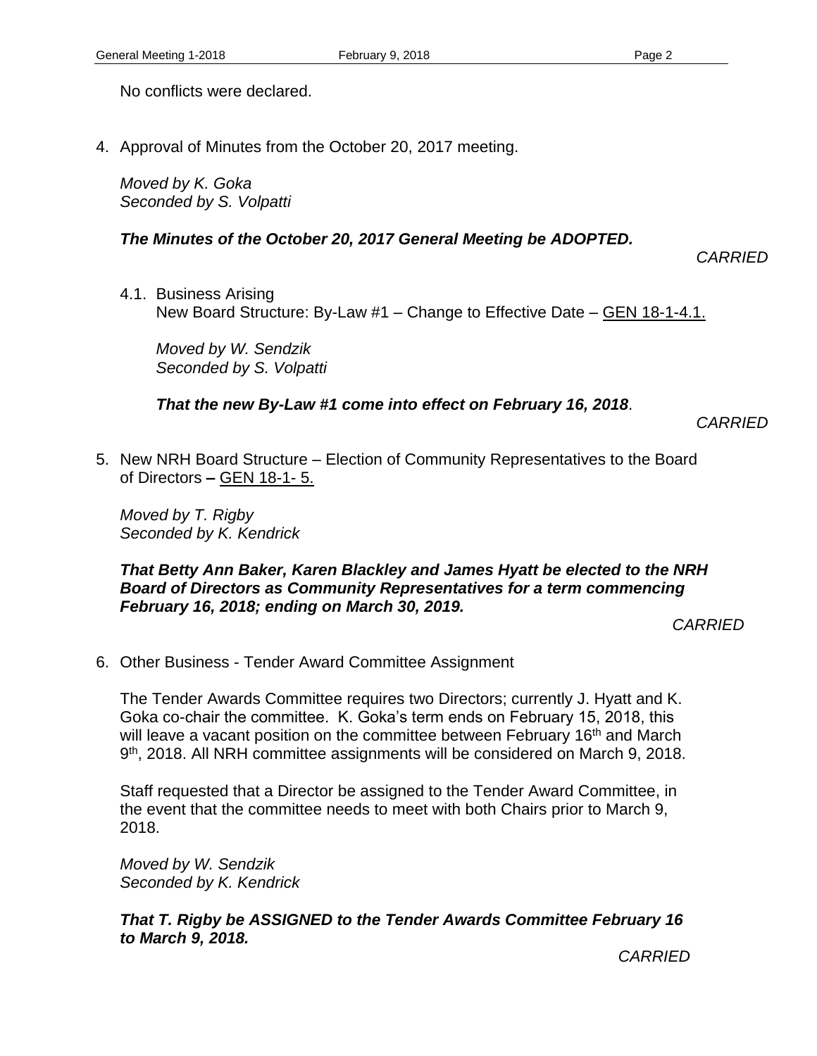No conflicts were declared.

4. Approval of Minutes from the October 20, 2017 meeting.

   *Moved by K. Goka*
   *Seconded by S. Volpatti*

   ***The Minutes of the October 20, 2017 General Meeting be ADOPTED.***

   *CARRIED*

   4.1. Business Arising
   New Board Structure: By-Law #1 – Change to Effective Date – GEN 18-1-4.1.

   *Moved by W. Sendzik*
   *Seconded by S. Volpatti*

   ***That the new By-Law #1 come into effect on February 16, 2018.***

   *CARRIED*

5. New NRH Board Structure – Election of Community Representatives to the Board of Directors **–** GEN 18-1- 5.

   *Moved by T. Rigby*
   *Seconded by K. Kendrick*

   ***That Betty Ann Baker, Karen Blackley and James Hyatt be elected to the NRH Board of Directors as Community Representatives for a term commencing February 16, 2018; ending on March 30, 2019.***

   *CARRIED*

6. Other Business - Tender Award Committee Assignment

   The Tender Awards Committee requires two Directors; currently J. Hyatt and K. Goka co-chair the committee. K. Goka's term ends on February 15, 2018, this will leave a vacant position on the committee between February 16th and March 9th, 2018. All NRH committee assignments will be considered on March 9, 2018.

   Staff requested that a Director be assigned to the Tender Award Committee, in the event that the committee needs to meet with both Chairs prior to March 9, 2018.

   *Moved by W. Sendzik*
   *Seconded by K. Kendrick*

   ***That T. Rigby be ASSIGNED to the Tender Awards Committee February 16 to March 9, 2018.***

   *CARRIED*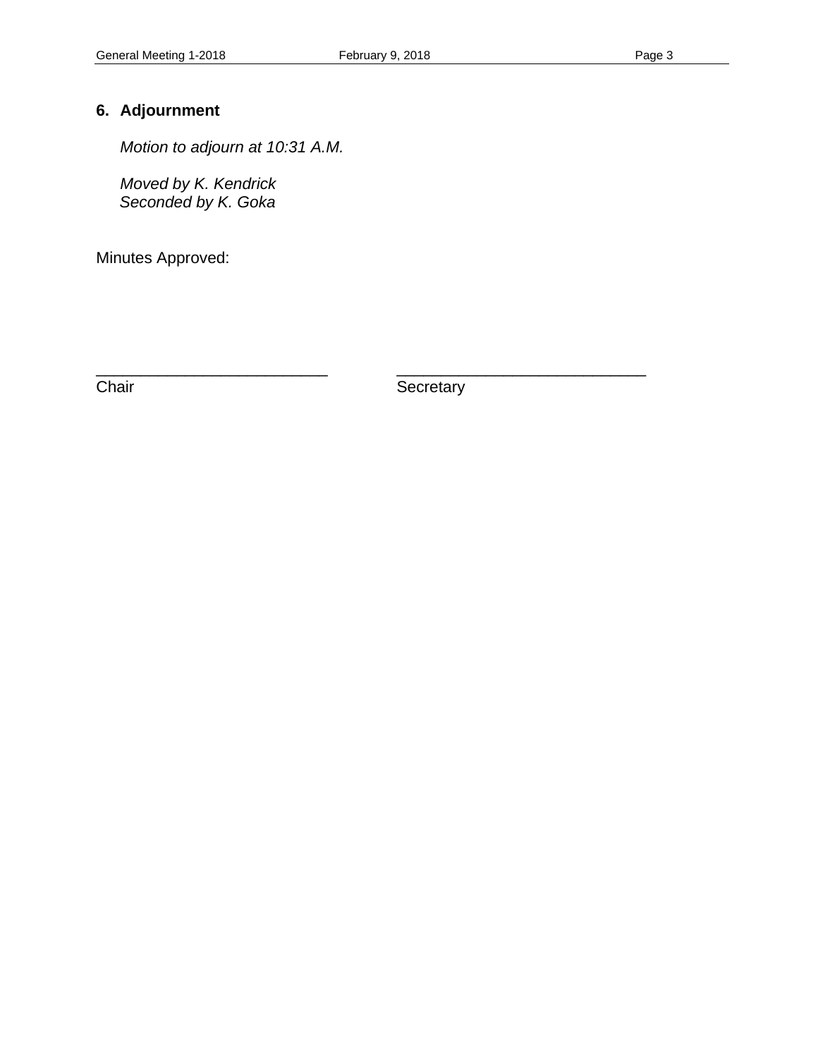## 6. Adjournment

*Motion to adjourn at 10:31 A.M.*

*Moved by K. Kendrick*
*Seconded by K. Goka*

Minutes Approved:

\_\_\_\_\_\_\_\_\_\_\_\_\_\_\_\_\_\_\_\_\_\_\_\_\_\_\_ \_\_\_\_\_\_\_\_\_\_\_\_\_\_\_\_\_\_\_\_\_\_\_\_\_\_\_\_\_
Chair Secretary